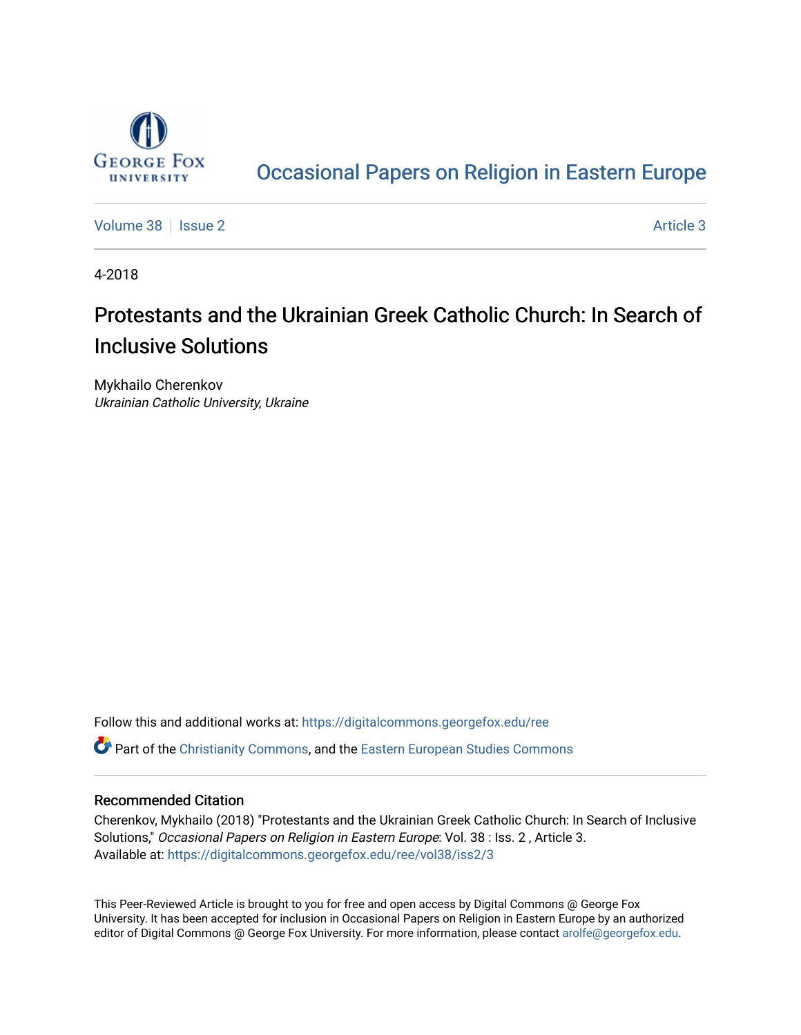# Occasional Papers on Religion in Eastern Europe

Volume 38 | Issue 2 Article 3

4-2018

## Protestants and the Ukrainian Greek Catholic Church: In Search of Inclusive Solutions

Mykhailo Cherenkov
*Ukrainian Catholic University, Ukraine*

Follow this and additional works at: https://digitalcommons.georgefox.edu/ree

Part of the Christianity Commons, and the Eastern European Studies Commons

### Recommended Citation

Cherenkov, Mykhailo (2018) "Protestants and the Ukrainian Greek Catholic Church: In Search of Inclusive Solutions," *Occasional Papers on Religion in Eastern Europe*: Vol. 38 : Iss. 2 , Article 3.
Available at: https://digitalcommons.georgefox.edu/ree/vol38/iss2/3

This Peer-Reviewed Article is brought to you for free and open access by Digital Commons @ George Fox University. It has been accepted for inclusion in Occasional Papers on Religion in Eastern Europe by an authorized editor of Digital Commons @ George Fox University. For more information, please contact arolfe@georgefox.edu.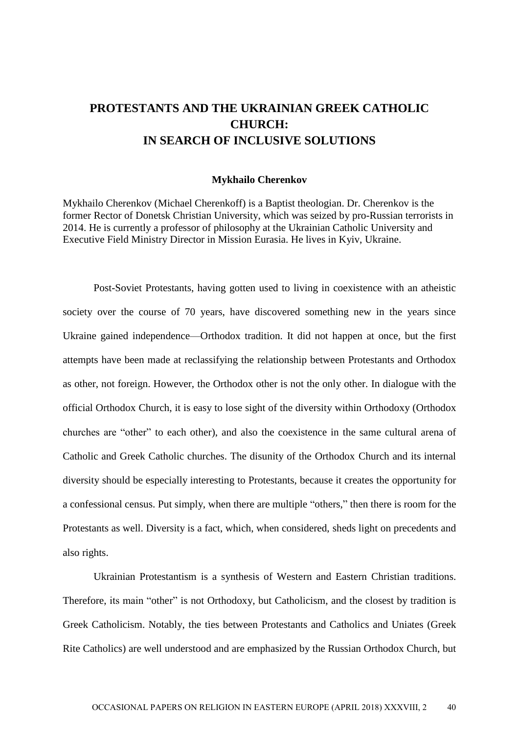# PROTESTANTS AND THE UKRAINIAN GREEK CATHOLIC CHURCH: IN SEARCH OF INCLUSIVE SOLUTIONS

**Mykhailo Cherenkov**

Mykhailo Cherenkov (Michael Cherenkoff) is a Baptist theologian. Dr. Cherenkov is the former Rector of Donetsk Christian University, which was seized by pro-Russian terrorists in 2014. He is currently a professor of philosophy at the Ukrainian Catholic University and Executive Field Ministry Director in Mission Eurasia. He lives in Kyiv, Ukraine.

Post-Soviet Protestants, having gotten used to living in coexistence with an atheistic society over the course of 70 years, have discovered something new in the years since Ukraine gained independence—Orthodox tradition. It did not happen at once, but the first attempts have been made at reclassifying the relationship between Protestants and Orthodox as other, not foreign. However, the Orthodox other is not the only other. In dialogue with the official Orthodox Church, it is easy to lose sight of the diversity within Orthodoxy (Orthodox churches are "other" to each other), and also the coexistence in the same cultural arena of Catholic and Greek Catholic churches. The disunity of the Orthodox Church and its internal diversity should be especially interesting to Protestants, because it creates the opportunity for a confessional census. Put simply, when there are multiple "others," then there is room for the Protestants as well. Diversity is a fact, which, when considered, sheds light on precedents and also rights.

Ukrainian Protestantism is a synthesis of Western and Eastern Christian traditions. Therefore, its main "other" is not Orthodoxy, but Catholicism, and the closest by tradition is Greek Catholicism. Notably, the ties between Protestants and Catholics and Uniates (Greek Rite Catholics) are well understood and are emphasized by the Russian Orthodox Church, but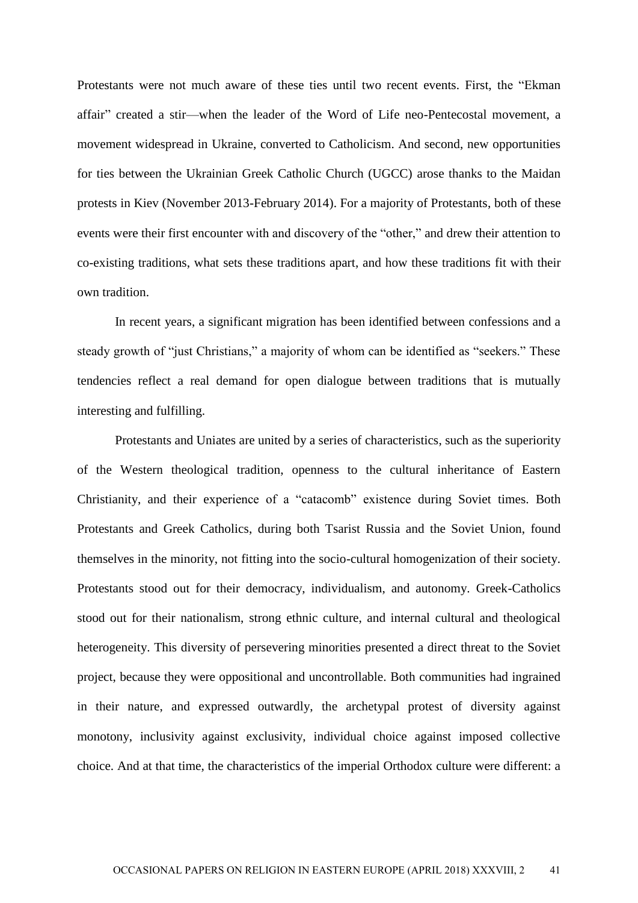Protestants were not much aware of these ties until two recent events. First, the “Ekman affair” created a stir—when the leader of the Word of Life neo-Pentecostal movement, a movement widespread in Ukraine, converted to Catholicism. And second, new opportunities for ties between the Ukrainian Greek Catholic Church (UGCC) arose thanks to the Maidan protests in Kiev (November 2013-February 2014). For a majority of Protestants, both of these events were their first encounter with and discovery of the “other,” and drew their attention to co-existing traditions, what sets these traditions apart, and how these traditions fit with their own tradition.

In recent years, a significant migration has been identified between confessions and a steady growth of “just Christians,” a majority of whom can be identified as “seekers.” These tendencies reflect a real demand for open dialogue between traditions that is mutually interesting and fulfilling.

Protestants and Uniates are united by a series of characteristics, such as the superiority of the Western theological tradition, openness to the cultural inheritance of Eastern Christianity, and their experience of a “catacomb” existence during Soviet times. Both Protestants and Greek Catholics, during both Tsarist Russia and the Soviet Union, found themselves in the minority, not fitting into the socio-cultural homogenization of their society. Protestants stood out for their democracy, individualism, and autonomy. Greek-Catholics stood out for their nationalism, strong ethnic culture, and internal cultural and theological heterogeneity. This diversity of persevering minorities presented a direct threat to the Soviet project, because they were oppositional and uncontrollable. Both communities had ingrained in their nature, and expressed outwardly, the archetypal protest of diversity against monotony, inclusivity against exclusivity, individual choice against imposed collective choice. And at that time, the characteristics of the imperial Orthodox culture were different: a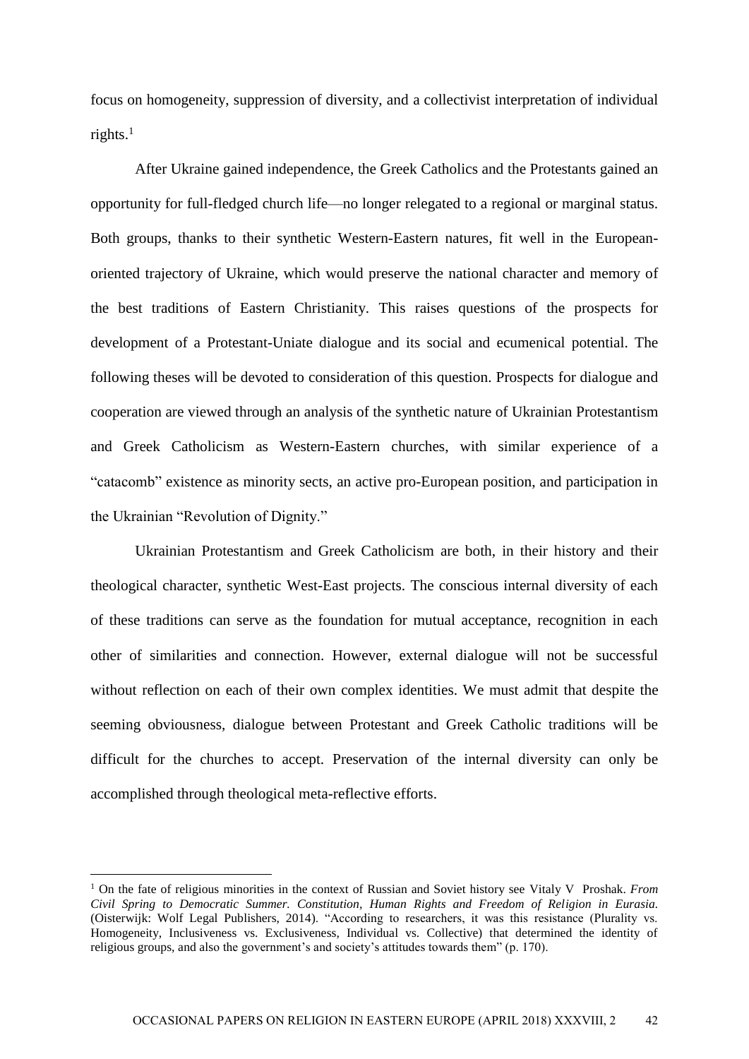focus on homogeneity, suppression of diversity, and a collectivist interpretation of individual rights.[1]

After Ukraine gained independence, the Greek Catholics and the Protestants gained an opportunity for full-fledged church life—no longer relegated to a regional or marginal status. Both groups, thanks to their synthetic Western-Eastern natures, fit well in the European-oriented trajectory of Ukraine, which would preserve the national character and memory of the best traditions of Eastern Christianity. This raises questions of the prospects for development of a Protestant-Uniate dialogue and its social and ecumenical potential. The following theses will be devoted to consideration of this question. Prospects for dialogue and cooperation are viewed through an analysis of the synthetic nature of Ukrainian Protestantism and Greek Catholicism as Western-Eastern churches, with similar experience of a "catacomb" existence as minority sects, an active pro-European position, and participation in the Ukrainian "Revolution of Dignity."

Ukrainian Protestantism and Greek Catholicism are both, in their history and their theological character, synthetic West-East projects. The conscious internal diversity of each of these traditions can serve as the foundation for mutual acceptance, recognition in each other of similarities and connection. However, external dialogue will not be successful without reflection on each of their own complex identities. We must admit that despite the seeming obviousness, dialogue between Protestant and Greek Catholic traditions will be difficult for the churches to accept. Preservation of the internal diversity can only be accomplished through theological meta-reflective efforts.

---

[1] On the fate of religious minorities in the context of Russian and Soviet history see Vitaly V Proshak. *From Civil Spring to Democratic Summer. Constitution, Human Rights and Freedom of Religion in Eurasia.* (Oisterwijk: Wolf Legal Publishers, 2014). "According to researchers, it was this resistance (Plurality vs. Homogeneity, Inclusiveness vs. Exclusiveness, Individual vs. Collective) that determined the identity of religious groups, and also the government's and society's attitudes towards them" (p. 170).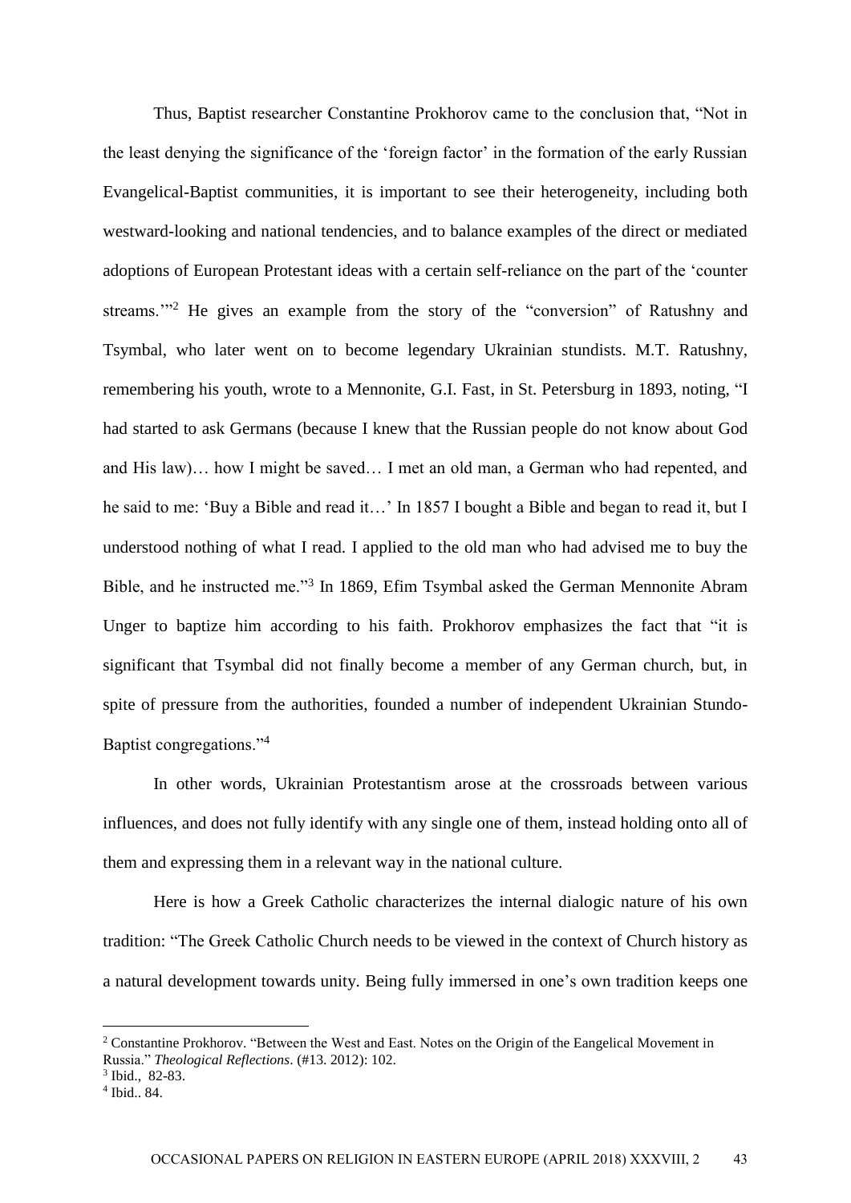Thus, Baptist researcher Constantine Prokhorov came to the conclusion that, "Not in the least denying the significance of the 'foreign factor' in the formation of the early Russian Evangelical-Baptist communities, it is important to see their heterogeneity, including both westward-looking and national tendencies, and to balance examples of the direct or mediated adoptions of European Protestant ideas with a certain self-reliance on the part of the 'counter streams.'"[2] He gives an example from the story of the "conversion" of Ratushny and Tsymbal, who later went on to become legendary Ukrainian stundists. M.T. Ratushny, remembering his youth, wrote to a Mennonite, G.I. Fast, in St. Petersburg in 1893, noting, "I had started to ask Germans (because I knew that the Russian people do not know about God and His law)… how I might be saved… I met an old man, a German who had repented, and he said to me: 'Buy a Bible and read it…' In 1857 I bought a Bible and began to read it, but I understood nothing of what I read. I applied to the old man who had advised me to buy the Bible, and he instructed me."[3] In 1869, Efim Tsymbal asked the German Mennonite Abram Unger to baptize him according to his faith. Prokhorov emphasizes the fact that "it is significant that Tsymbal did not finally become a member of any German church, but, in spite of pressure from the authorities, founded a number of independent Ukrainian Stundo-Baptist congregations."[4]

In other words, Ukrainian Protestantism arose at the crossroads between various influences, and does not fully identify with any single one of them, instead holding onto all of them and expressing them in a relevant way in the national culture.

Here is how a Greek Catholic characterizes the internal dialogic nature of his own tradition: "The Greek Catholic Church needs to be viewed in the context of Church history as a natural development towards unity. Being fully immersed in one's own tradition keeps one

---

[2] Constantine Prokhorov. "Between the West and East. Notes on the Origin of the Eangelical Movement in Russia." *Theological Reflections*. (#13. 2012): 102.

[3] Ibid., 82-83.

[4] Ibid.. 84.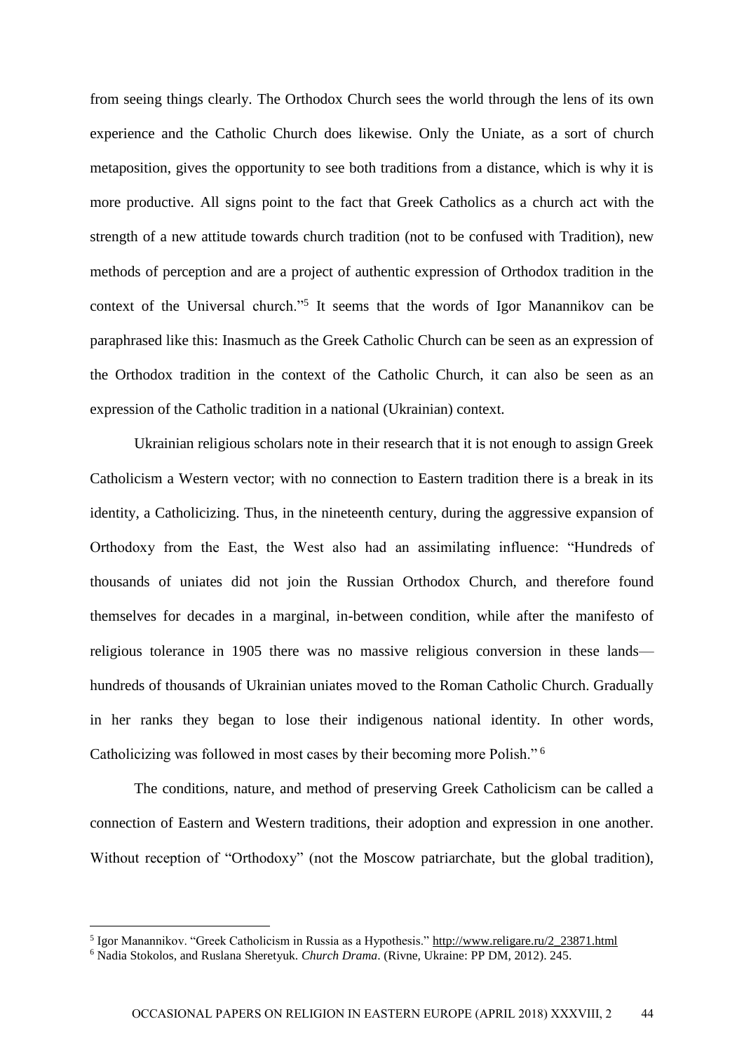from seeing things clearly. The Orthodox Church sees the world through the lens of its own experience and the Catholic Church does likewise. Only the Uniate, as a sort of church metaposition, gives the opportunity to see both traditions from a distance, which is why it is more productive. All signs point to the fact that Greek Catholics as a church act with the strength of a new attitude towards church tradition (not to be confused with Tradition), new methods of perception and are a project of authentic expression of Orthodox tradition in the context of the Universal church."[5] It seems that the words of Igor Manannikov can be paraphrased like this: Inasmuch as the Greek Catholic Church can be seen as an expression of the Orthodox tradition in the context of the Catholic Church, it can also be seen as an expression of the Catholic tradition in a national (Ukrainian) context.

Ukrainian religious scholars note in their research that it is not enough to assign Greek Catholicism a Western vector; with no connection to Eastern tradition there is a break in its identity, a Catholicizing. Thus, in the nineteenth century, during the aggressive expansion of Orthodoxy from the East, the West also had an assimilating influence: "Hundreds of thousands of uniates did not join the Russian Orthodox Church, and therefore found themselves for decades in a marginal, in-between condition, while after the manifesto of religious tolerance in 1905 there was no massive religious conversion in these lands—hundreds of thousands of Ukrainian uniates moved to the Roman Catholic Church. Gradually in her ranks they began to lose their indigenous national identity. In other words, Catholicizing was followed in most cases by their becoming more Polish."[6]

The conditions, nature, and method of preserving Greek Catholicism can be called a connection of Eastern and Western traditions, their adoption and expression in one another. Without reception of "Orthodoxy" (not the Moscow patriarchate, but the global tradition),

---

[5] Igor Manannikov. "Greek Catholicism in Russia as a Hypothesis." http://www.religare.ru/2_23871.html

[6] Nadia Stokolos, and Ruslana Sheretyuk. *Church Drama*. (Rivne, Ukraine: PP DM, 2012). 245.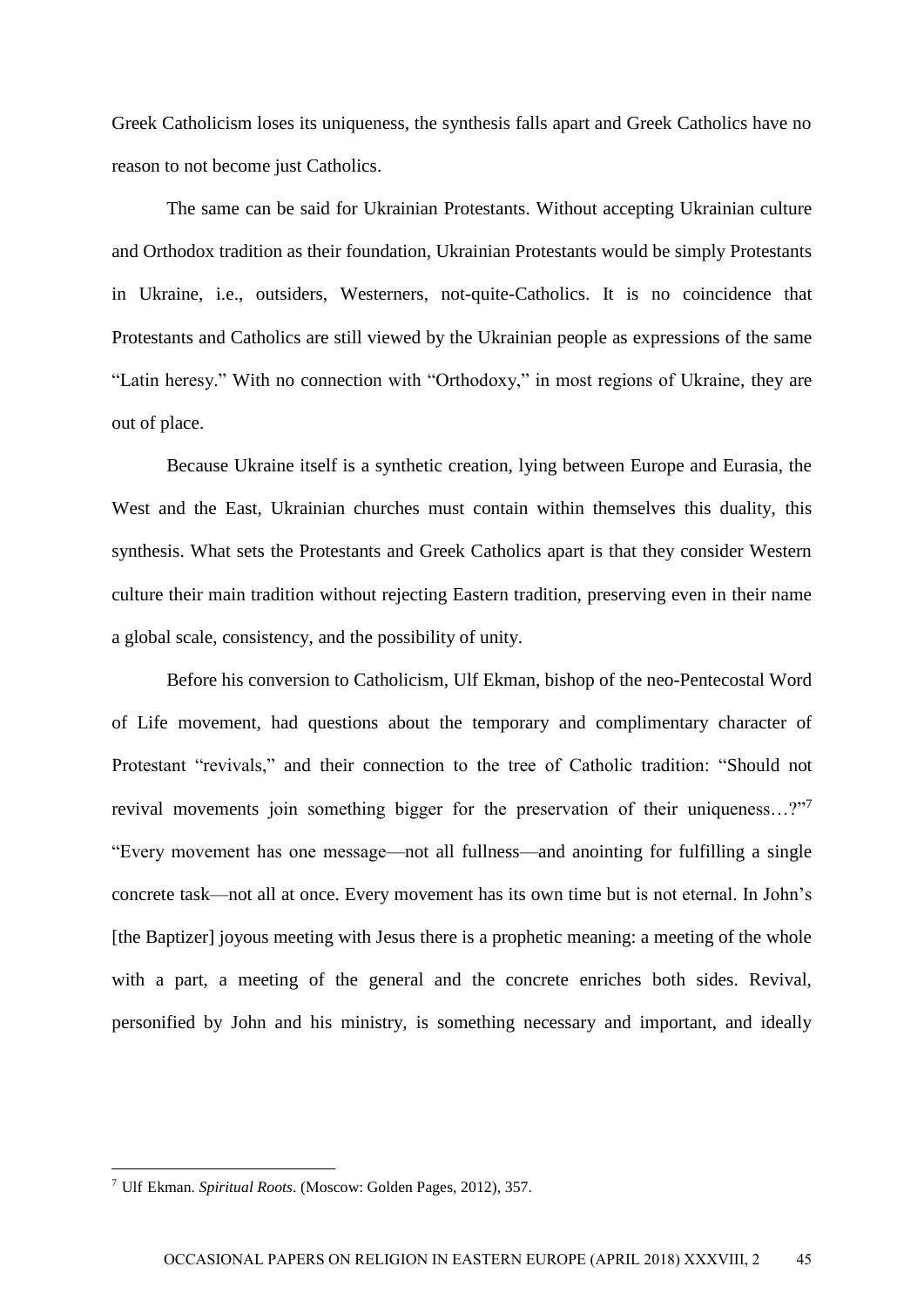Greek Catholicism loses its uniqueness, the synthesis falls apart and Greek Catholics have no reason to not become just Catholics.

The same can be said for Ukrainian Protestants. Without accepting Ukrainian culture and Orthodox tradition as their foundation, Ukrainian Protestants would be simply Protestants in Ukraine, i.e., outsiders, Westerners, not-quite-Catholics. It is no coincidence that Protestants and Catholics are still viewed by the Ukrainian people as expressions of the same "Latin heresy." With no connection with "Orthodoxy," in most regions of Ukraine, they are out of place.

Because Ukraine itself is a synthetic creation, lying between Europe and Eurasia, the West and the East, Ukrainian churches must contain within themselves this duality, this synthesis. What sets the Protestants and Greek Catholics apart is that they consider Western culture their main tradition without rejecting Eastern tradition, preserving even in their name a global scale, consistency, and the possibility of unity.

Before his conversion to Catholicism, Ulf Ekman, bishop of the neo-Pentecostal Word of Life movement, had questions about the temporary and complimentary character of Protestant "revivals," and their connection to the tree of Catholic tradition: "Should not revival movements join something bigger for the preservation of their uniqueness…?"[7] "Every movement has one message—not all fullness—and anointing for fulfilling a single concrete task—not all at once. Every movement has its own time but is not eternal. In John's [the Baptizer] joyous meeting with Jesus there is a prophetic meaning: a meeting of the whole with a part, a meeting of the general and the concrete enriches both sides. Revival, personified by John and his ministry, is something necessary and important, and ideally

[7] Ulf Ekman. *Spiritual Roots*. (Moscow: Golden Pages, 2012), 357.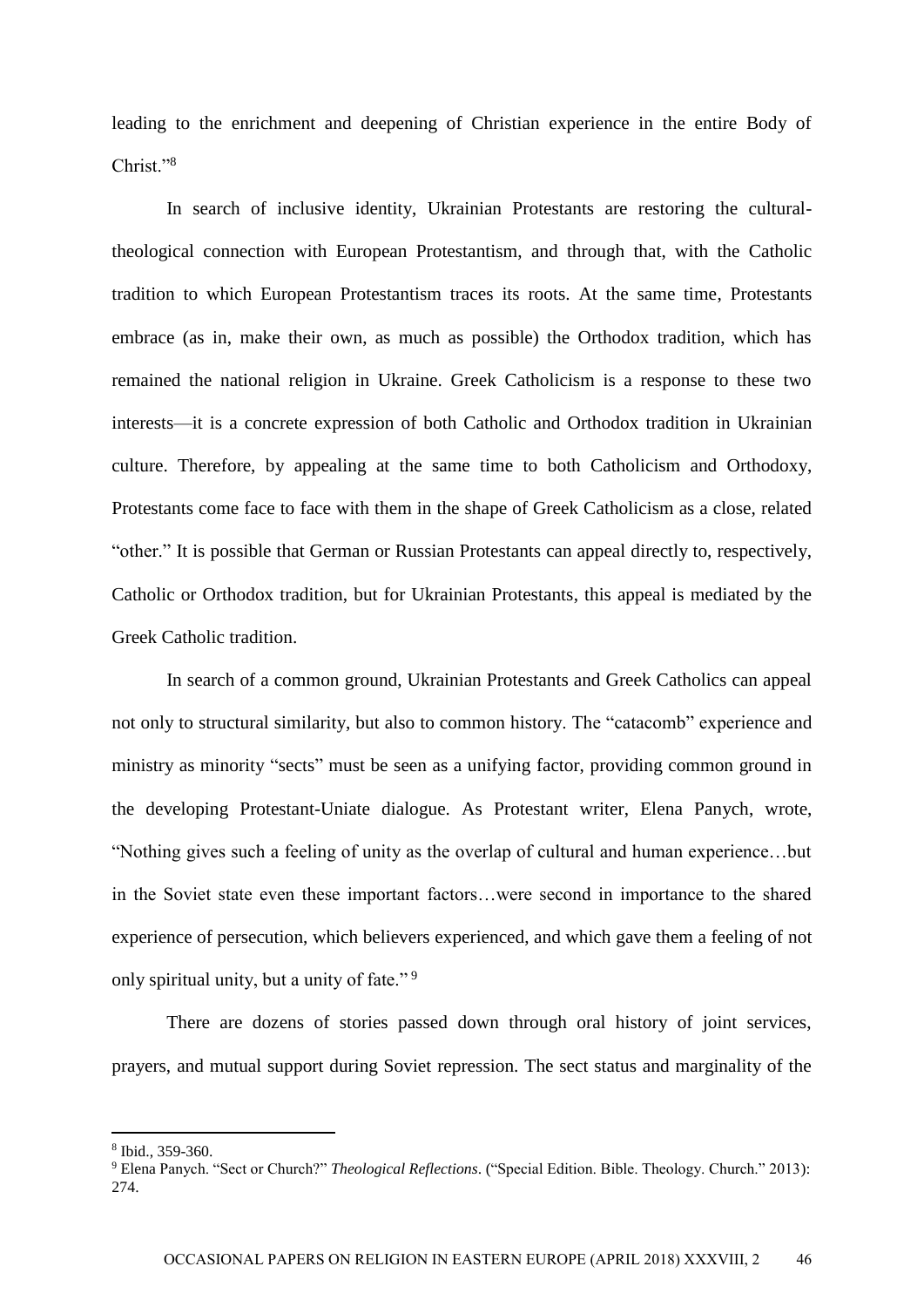leading to the enrichment and deepening of Christian experience in the entire Body of Christ."[8]

In search of inclusive identity, Ukrainian Protestants are restoring the cultural-theological connection with European Protestantism, and through that, with the Catholic tradition to which European Protestantism traces its roots. At the same time, Protestants embrace (as in, make their own, as much as possible) the Orthodox tradition, which has remained the national religion in Ukraine. Greek Catholicism is a response to these two interests—it is a concrete expression of both Catholic and Orthodox tradition in Ukrainian culture. Therefore, by appealing at the same time to both Catholicism and Orthodoxy, Protestants come face to face with them in the shape of Greek Catholicism as a close, related "other." It is possible that German or Russian Protestants can appeal directly to, respectively, Catholic or Orthodox tradition, but for Ukrainian Protestants, this appeal is mediated by the Greek Catholic tradition.

In search of a common ground, Ukrainian Protestants and Greek Catholics can appeal not only to structural similarity, but also to common history. The "catacomb" experience and ministry as minority "sects" must be seen as a unifying factor, providing common ground in the developing Protestant-Uniate dialogue. As Protestant writer, Elena Panych, wrote, "Nothing gives such a feeling of unity as the overlap of cultural and human experience…but in the Soviet state even these important factors…were second in importance to the shared experience of persecution, which believers experienced, and which gave them a feeling of not only spiritual unity, but a unity of fate."[9]

There are dozens of stories passed down through oral history of joint services, prayers, and mutual support during Soviet repression. The sect status and marginality of the

---

[8] Ibid., 359-360.

[9] Elena Panych. "Sect or Church?" *Theological Reflections*. ("Special Edition. Bible. Theology. Church." 2013): 274.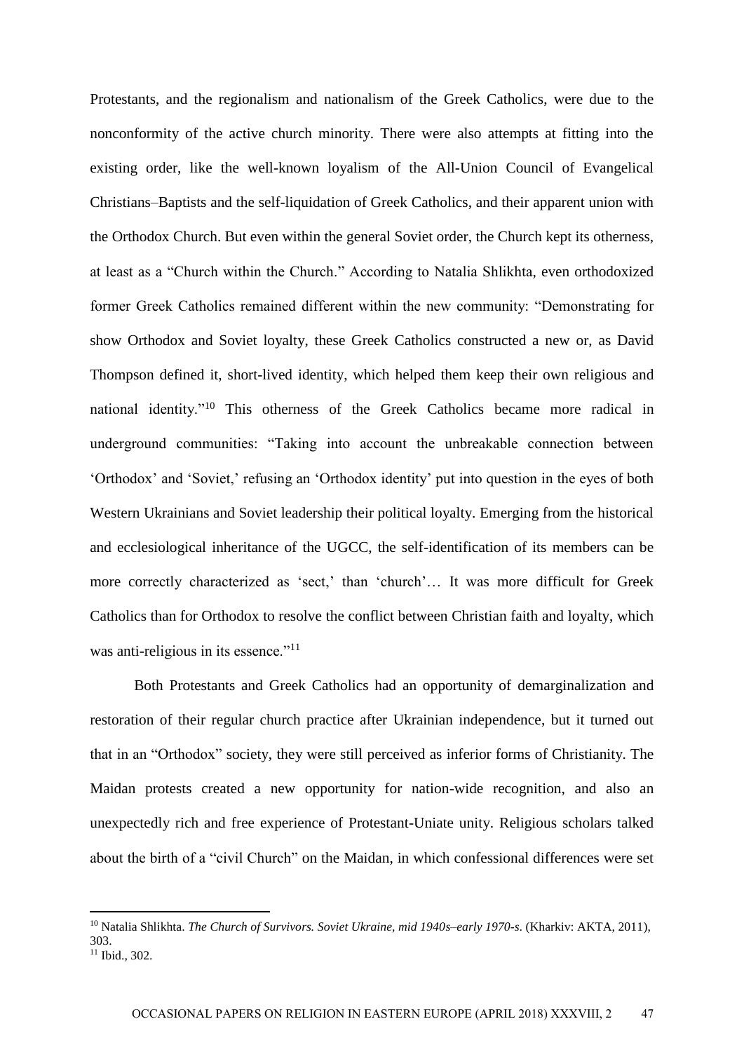Protestants, and the regionalism and nationalism of the Greek Catholics, were due to the nonconformity of the active church minority. There were also attempts at fitting into the existing order, like the well-known loyalism of the All-Union Council of Evangelical Christians–Baptists and the self-liquidation of Greek Catholics, and their apparent union with the Orthodox Church. But even within the general Soviet order, the Church kept its otherness, at least as a "Church within the Church." According to Natalia Shlikhta, even orthodoxized former Greek Catholics remained different within the new community: "Demonstrating for show Orthodox and Soviet loyalty, these Greek Catholics constructed a new or, as David Thompson defined it, short-lived identity, which helped them keep their own religious and national identity."[10] This otherness of the Greek Catholics became more radical in underground communities: "Taking into account the unbreakable connection between 'Orthodox' and 'Soviet,' refusing an 'Orthodox identity' put into question in the eyes of both Western Ukrainians and Soviet leadership their political loyalty. Emerging from the historical and ecclesiological inheritance of the UGCC, the self-identification of its members can be more correctly characterized as 'sect,' than 'church'… It was more difficult for Greek Catholics than for Orthodox to resolve the conflict between Christian faith and loyalty, which was anti-religious in its essence."[11]

Both Protestants and Greek Catholics had an opportunity of demarginalization and restoration of their regular church practice after Ukrainian independence, but it turned out that in an "Orthodox" society, they were still perceived as inferior forms of Christianity. The Maidan protests created a new opportunity for nation-wide recognition, and also an unexpectedly rich and free experience of Protestant-Uniate unity. Religious scholars talked about the birth of a "civil Church" on the Maidan, in which confessional differences were set

---

[10] Natalia Shlikhta. *The Church of Survivors. Soviet Ukraine, mid 1940s–early 1970-s*. (Kharkiv: AKTA, 2011), 303.

[11] Ibid., 302.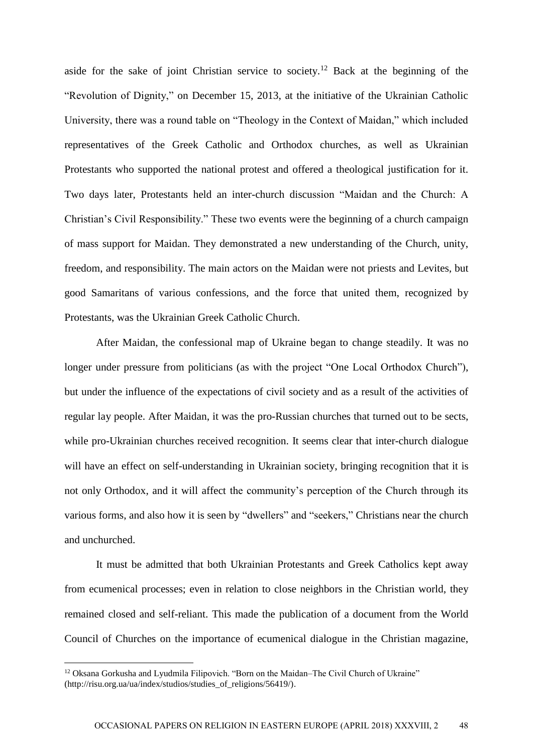aside for the sake of joint Christian service to society.[12] Back at the beginning of the "Revolution of Dignity," on December 15, 2013, at the initiative of the Ukrainian Catholic University, there was a round table on "Theology in the Context of Maidan," which included representatives of the Greek Catholic and Orthodox churches, as well as Ukrainian Protestants who supported the national protest and offered a theological justification for it. Two days later, Protestants held an inter-church discussion "Maidan and the Church: A Christian's Civil Responsibility." These two events were the beginning of a church campaign of mass support for Maidan. They demonstrated a new understanding of the Church, unity, freedom, and responsibility. The main actors on the Maidan were not priests and Levites, but good Samaritans of various confessions, and the force that united them, recognized by Protestants, was the Ukrainian Greek Catholic Church.

After Maidan, the confessional map of Ukraine began to change steadily. It was no longer under pressure from politicians (as with the project "One Local Orthodox Church"), but under the influence of the expectations of civil society and as a result of the activities of regular lay people. After Maidan, it was the pro-Russian churches that turned out to be sects, while pro-Ukrainian churches received recognition. It seems clear that inter-church dialogue will have an effect on self-understanding in Ukrainian society, bringing recognition that it is not only Orthodox, and it will affect the community's perception of the Church through its various forms, and also how it is seen by "dwellers" and "seekers," Christians near the church and unchurched.

It must be admitted that both Ukrainian Protestants and Greek Catholics kept away from ecumenical processes; even in relation to close neighbors in the Christian world, they remained closed and self-reliant. This made the publication of a document from the World Council of Churches on the importance of ecumenical dialogue in the Christian magazine,

[12] Oksana Gorkusha and Lyudmila Filipovich. "Born on the Maidan–The Civil Church of Ukraine" (http://risu.org.ua/ua/index/studios/studies_of_religions/56419/).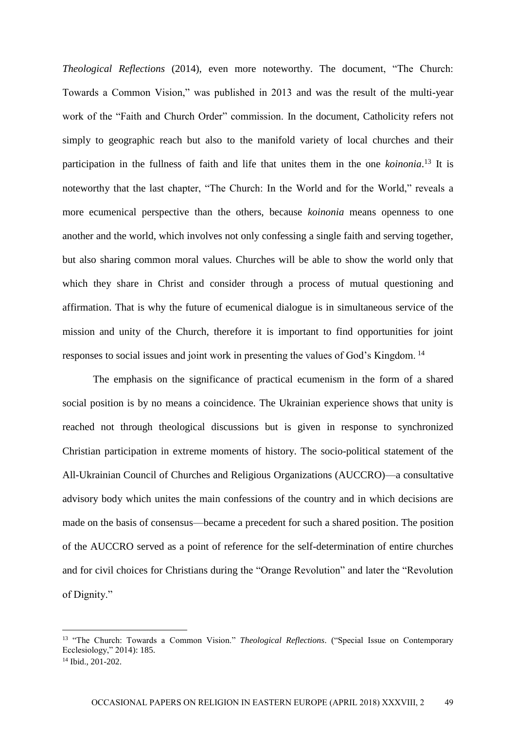*Theological Reflections* (2014), even more noteworthy. The document, "The Church: Towards a Common Vision," was published in 2013 and was the result of the multi-year work of the "Faith and Church Order" commission. In the document, Catholicity refers not simply to geographic reach but also to the manifold variety of local churches and their participation in the fullness of faith and life that unites them in the one *koinonia*.[13] It is noteworthy that the last chapter, "The Church: In the World and for the World," reveals a more ecumenical perspective than the others, because *koinonia* means openness to one another and the world, which involves not only confessing a single faith and serving together, but also sharing common moral values. Churches will be able to show the world only that which they share in Christ and consider through a process of mutual questioning and affirmation. That is why the future of ecumenical dialogue is in simultaneous service of the mission and unity of the Church, therefore it is important to find opportunities for joint responses to social issues and joint work in presenting the values of God's Kingdom. [14]

The emphasis on the significance of practical ecumenism in the form of a shared social position is by no means a coincidence. The Ukrainian experience shows that unity is reached not through theological discussions but is given in response to synchronized Christian participation in extreme moments of history. The socio-political statement of the All-Ukrainian Council of Churches and Religious Organizations (AUCCRO)—a consultative advisory body which unites the main confessions of the country and in which decisions are made on the basis of consensus—became a precedent for such a shared position. The position of the AUCCRO served as a point of reference for the self-determination of entire churches and for civil choices for Christians during the "Orange Revolution" and later the "Revolution of Dignity."

---

[13] "The Church: Towards a Common Vision." *Theological Reflections*. ("Special Issue on Contemporary Ecclesiology," 2014): 185.

[14] Ibid., 201-202.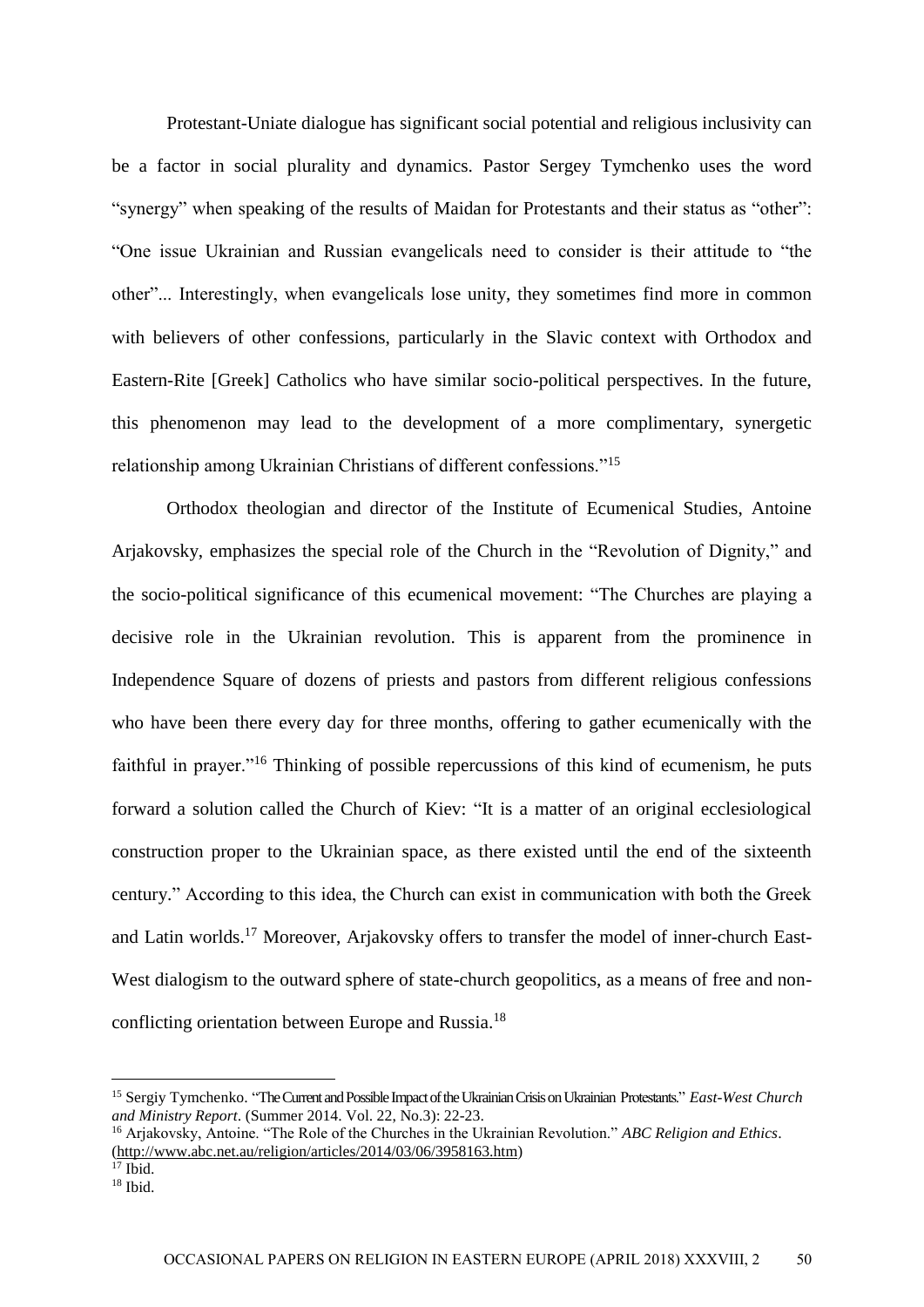Protestant-Uniate dialogue has significant social potential and religious inclusivity can be a factor in social plurality and dynamics. Pastor Sergey Tymchenko uses the word "synergy" when speaking of the results of Maidan for Protestants and their status as "other": "One issue Ukrainian and Russian evangelicals need to consider is their attitude to "the other"... Interestingly, when evangelicals lose unity, they sometimes find more in common with believers of other confessions, particularly in the Slavic context with Orthodox and Eastern-Rite [Greek] Catholics who have similar socio-political perspectives. In the future, this phenomenon may lead to the development of a more complimentary, synergetic relationship among Ukrainian Christians of different confessions."[15]

Orthodox theologian and director of the Institute of Ecumenical Studies, Antoine Arjakovsky, emphasizes the special role of the Church in the "Revolution of Dignity," and the socio-political significance of this ecumenical movement: "The Churches are playing a decisive role in the Ukrainian revolution. This is apparent from the prominence in Independence Square of dozens of priests and pastors from different religious confessions who have been there every day for three months, offering to gather ecumenically with the faithful in prayer."[16] Thinking of possible repercussions of this kind of ecumenism, he puts forward a solution called the Church of Kiev: "It is a matter of an original ecclesiological construction proper to the Ukrainian space, as there existed until the end of the sixteenth century." According to this idea, the Church can exist in communication with both the Greek and Latin worlds.[17] Moreover, Arjakovsky offers to transfer the model of inner-church East-West dialogism to the outward sphere of state-church geopolitics, as a means of free and non-conflicting orientation between Europe and Russia.[18]

---

[15] Sergiy Tymchenko. "The Current and Possible Impact of the Ukrainian Crisis on Ukrainian Protestants." *East-West Church and Ministry Report*. (Summer 2014. Vol. 22, No.3): 22-23.

[16] Arjakovsky, Antoine. "The Role of the Churches in the Ukrainian Revolution." *ABC Religion and Ethics*. (http://www.abc.net.au/religion/articles/2014/03/06/3958163.htm)

[17] Ibid.

[18] Ibid.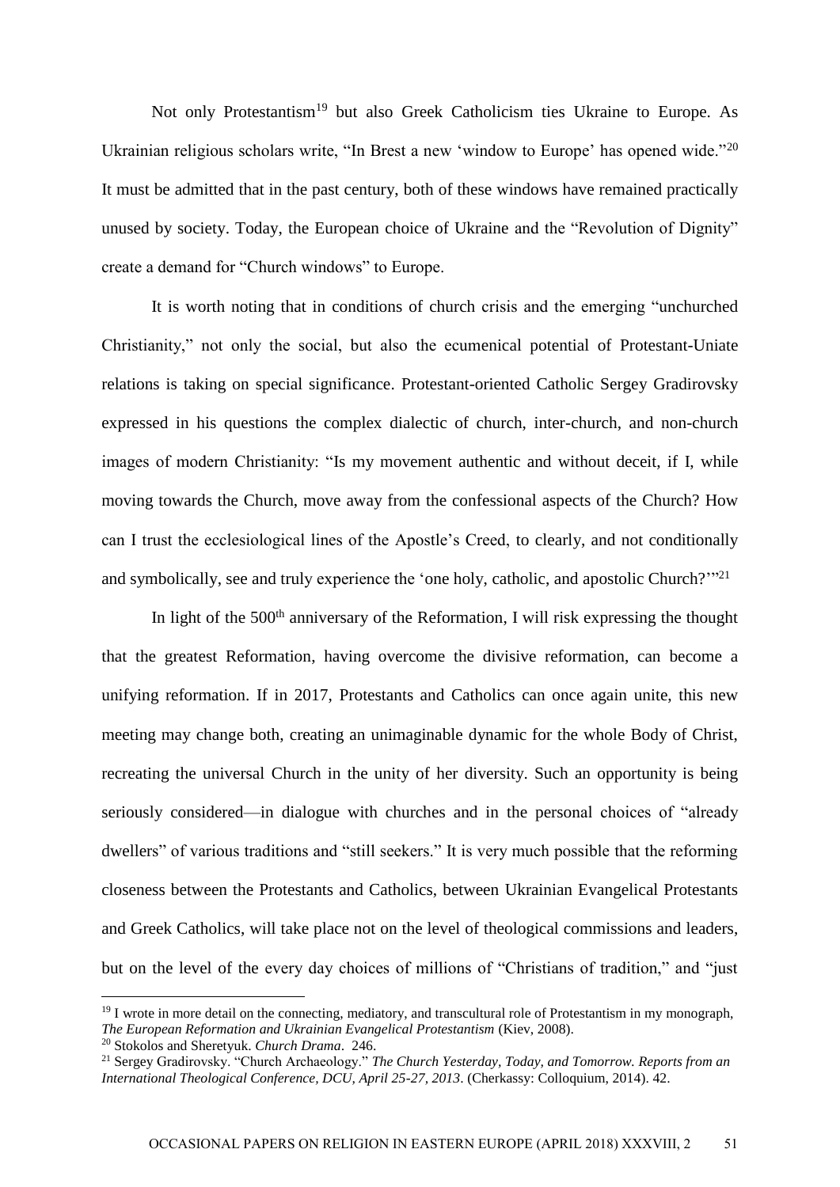Not only Protestantism[19] but also Greek Catholicism ties Ukraine to Europe. As Ukrainian religious scholars write, "In Brest a new 'window to Europe' has opened wide."[20] It must be admitted that in the past century, both of these windows have remained practically unused by society. Today, the European choice of Ukraine and the "Revolution of Dignity" create a demand for "Church windows" to Europe.

It is worth noting that in conditions of church crisis and the emerging "unchurched Christianity," not only the social, but also the ecumenical potential of Protestant-Uniate relations is taking on special significance. Protestant-oriented Catholic Sergey Gradirovsky expressed in his questions the complex dialectic of church, inter-church, and non-church images of modern Christianity: "Is my movement authentic and without deceit, if I, while moving towards the Church, move away from the confessional aspects of the Church? How can I trust the ecclesiological lines of the Apostle's Creed, to clearly, and not conditionally and symbolically, see and truly experience the 'one holy, catholic, and apostolic Church?'"[21]

In light of the 500th anniversary of the Reformation, I will risk expressing the thought that the greatest Reformation, having overcome the divisive reformation, can become a unifying reformation. If in 2017, Protestants and Catholics can once again unite, this new meeting may change both, creating an unimaginable dynamic for the whole Body of Christ, recreating the universal Church in the unity of her diversity. Such an opportunity is being seriously considered—in dialogue with churches and in the personal choices of "already dwellers" of various traditions and "still seekers." It is very much possible that the reforming closeness between the Protestants and Catholics, between Ukrainian Evangelical Protestants and Greek Catholics, will take place not on the level of theological commissions and leaders, but on the level of the every day choices of millions of "Christians of tradition," and "just

---

[19] I wrote in more detail on the connecting, mediatory, and transcultural role of Protestantism in my monograph, *The European Reformation and Ukrainian Evangelical Protestantism* (Kiev, 2008).

[20] Stokolos and Sheretyuk. *Church Drama*. 246.

[21] Sergey Gradirovsky. "Church Archaeology." *The Church Yesterday, Today, and Tomorrow. Reports from an International Theological Conference, DCU, April 25-27, 2013*. (Cherkassy: Colloquium, 2014). 42.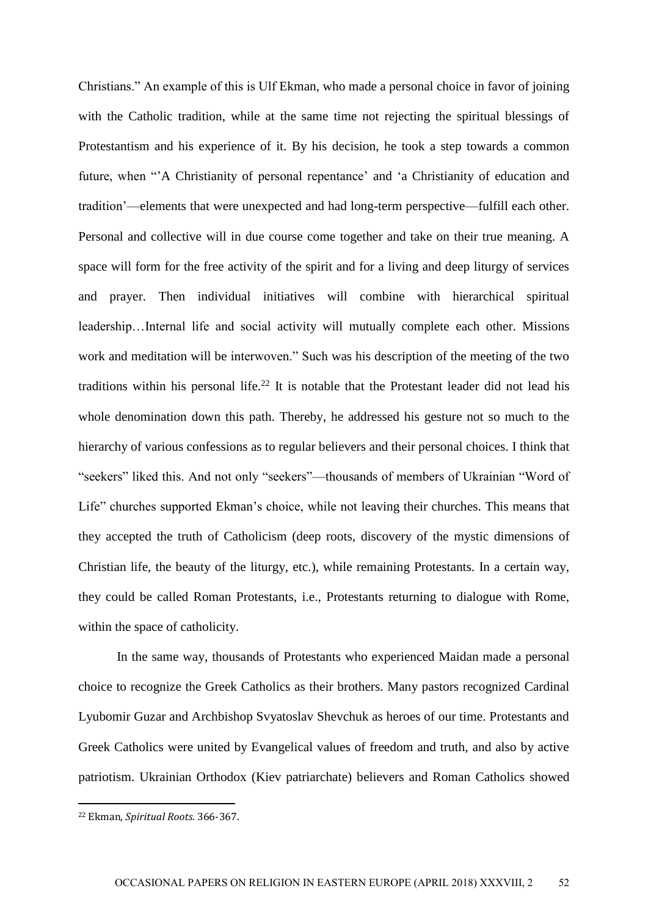Christians." An example of this is Ulf Ekman, who made a personal choice in favor of joining with the Catholic tradition, while at the same time not rejecting the spiritual blessings of Protestantism and his experience of it. By his decision, he took a step towards a common future, when "'A Christianity of personal repentance' and 'a Christianity of education and tradition'—elements that were unexpected and had long-term perspective—fulfill each other. Personal and collective will in due course come together and take on their true meaning. A space will form for the free activity of the spirit and for a living and deep liturgy of services and prayer. Then individual initiatives will combine with hierarchical spiritual leadership…Internal life and social activity will mutually complete each other. Missions work and meditation will be interwoven." Such was his description of the meeting of the two traditions within his personal life.[22] It is notable that the Protestant leader did not lead his whole denomination down this path. Thereby, he addressed his gesture not so much to the hierarchy of various confessions as to regular believers and their personal choices. I think that "seekers" liked this. And not only "seekers"—thousands of members of Ukrainian "Word of Life" churches supported Ekman's choice, while not leaving their churches. This means that they accepted the truth of Catholicism (deep roots, discovery of the mystic dimensions of Christian life, the beauty of the liturgy, etc.), while remaining Protestants. In a certain way, they could be called Roman Protestants, i.e., Protestants returning to dialogue with Rome, within the space of catholicity.

In the same way, thousands of Protestants who experienced Maidan made a personal choice to recognize the Greek Catholics as their brothers. Many pastors recognized Cardinal Lyubomir Guzar and Archbishop Svyatoslav Shevchuk as heroes of our time. Protestants and Greek Catholics were united by Evangelical values of freedom and truth, and also by active patriotism. Ukrainian Orthodox (Kiev patriarchate) believers and Roman Catholics showed

---

[22] Ekman, *Spiritual Roots*. 366-367.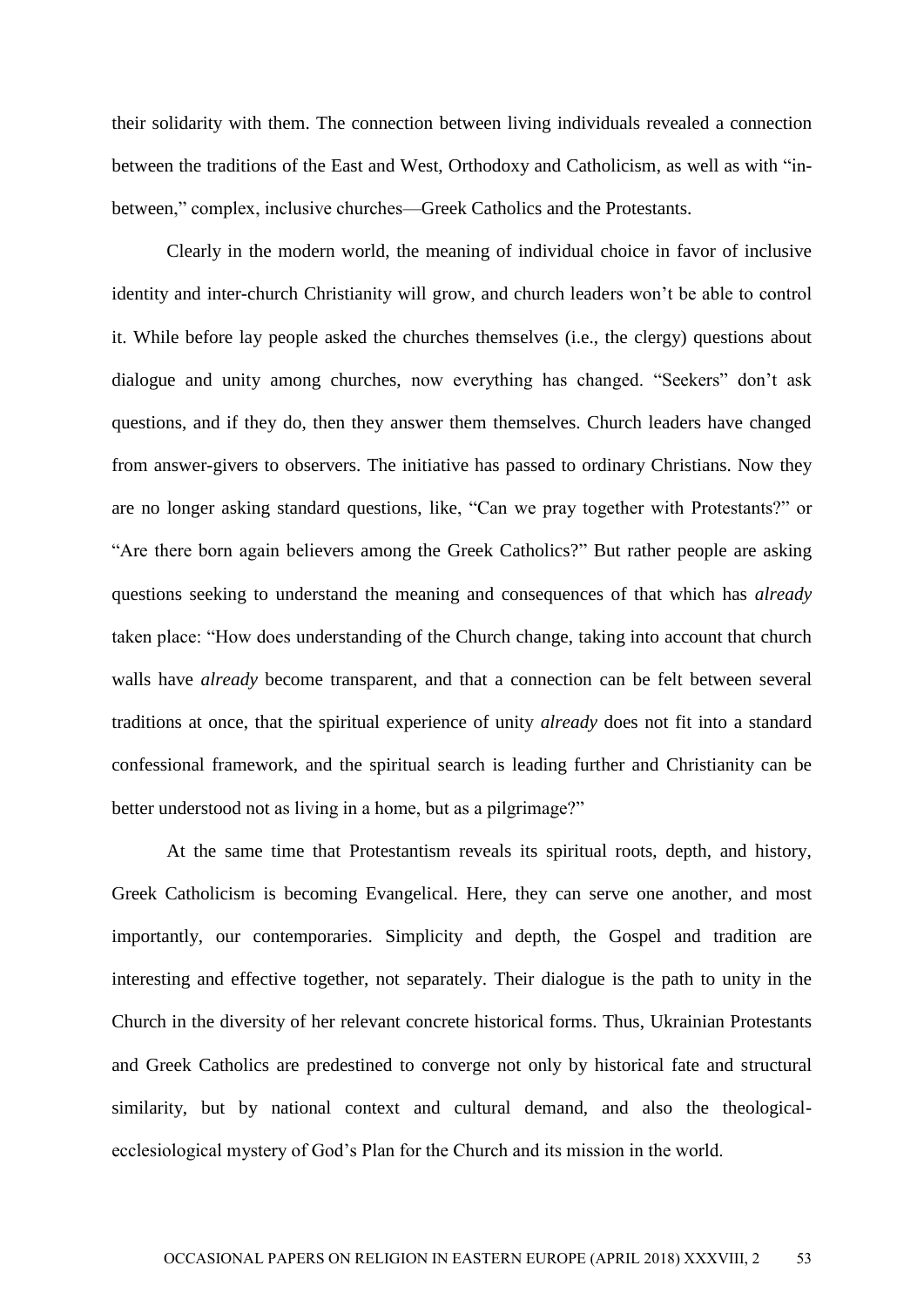their solidarity with them. The connection between living individuals revealed a connection between the traditions of the East and West, Orthodoxy and Catholicism, as well as with "in-between," complex, inclusive churches—Greek Catholics and the Protestants.

Clearly in the modern world, the meaning of individual choice in favor of inclusive identity and inter-church Christianity will grow, and church leaders won't be able to control it. While before lay people asked the churches themselves (i.e., the clergy) questions about dialogue and unity among churches, now everything has changed. "Seekers" don't ask questions, and if they do, then they answer them themselves. Church leaders have changed from answer-givers to observers. The initiative has passed to ordinary Christians. Now they are no longer asking standard questions, like, "Can we pray together with Protestants?" or "Are there born again believers among the Greek Catholics?" But rather people are asking questions seeking to understand the meaning and consequences of that which has *already* taken place: "How does understanding of the Church change, taking into account that church walls have *already* become transparent, and that a connection can be felt between several traditions at once, that the spiritual experience of unity *already* does not fit into a standard confessional framework, and the spiritual search is leading further and Christianity can be better understood not as living in a home, but as a pilgrimage?"

At the same time that Protestantism reveals its spiritual roots, depth, and history, Greek Catholicism is becoming Evangelical. Here, they can serve one another, and most importantly, our contemporaries. Simplicity and depth, the Gospel and tradition are interesting and effective together, not separately. Their dialogue is the path to unity in the Church in the diversity of her relevant concrete historical forms. Thus, Ukrainian Protestants and Greek Catholics are predestined to converge not only by historical fate and structural similarity, but by national context and cultural demand, and also the theological-ecclesiological mystery of God's Plan for the Church and its mission in the world.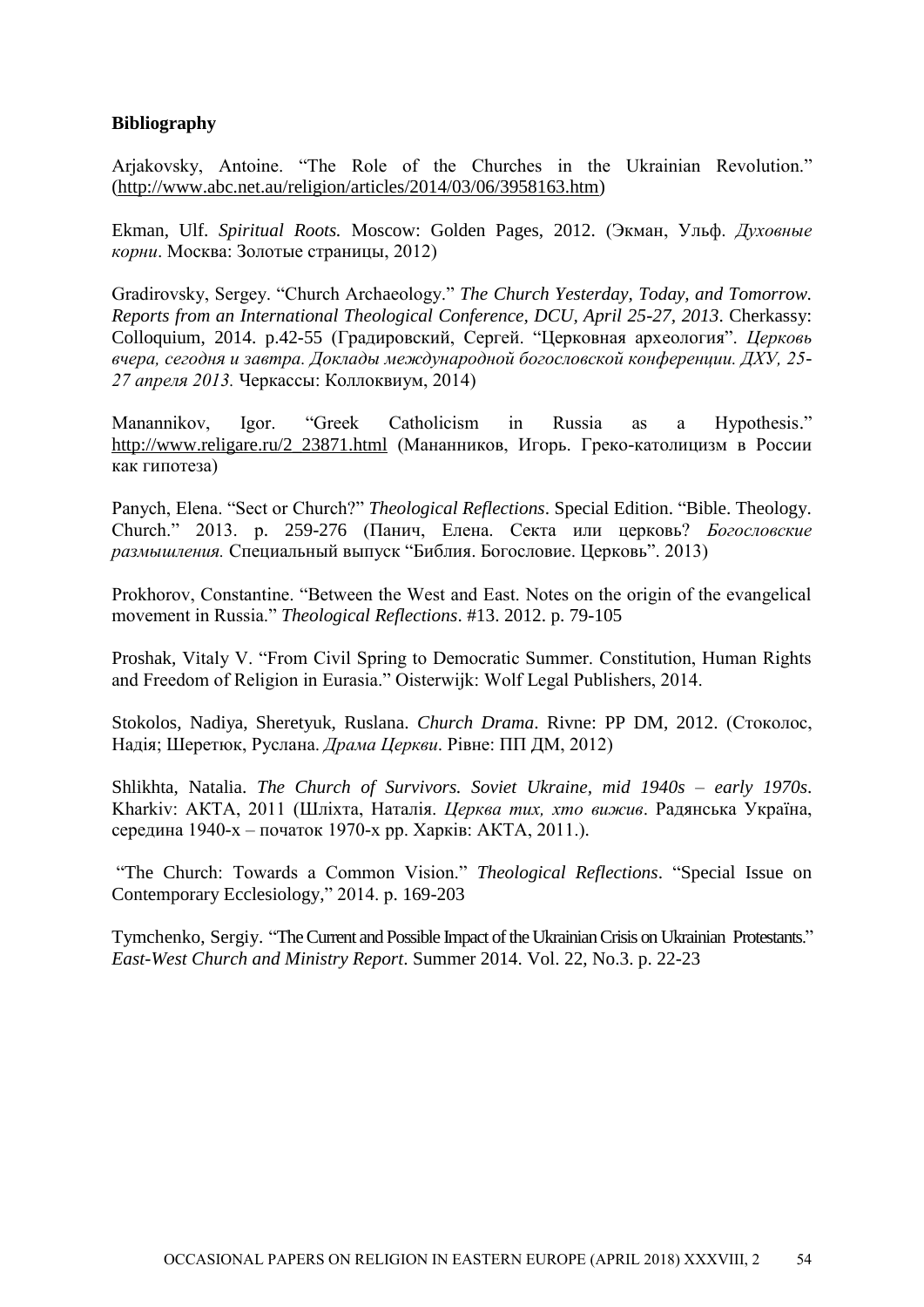**Bibliography**

Arjakovsky, Antoine. "The Role of the Churches in the Ukrainian Revolution." (http://www.abc.net.au/religion/articles/2014/03/06/3958163.htm)

Ekman, Ulf. *Spiritual Roots.* Moscow: Golden Pages, 2012. (Экман, Ульф. *Духовные корни*. Москва: Золотые страницы, 2012)

Gradirovsky, Sergey. "Church Archaeology." *The Church Yesterday, Today, and Tomorrow. Reports from an International Theological Conference, DCU, April 25-27, 2013*. Cherkassy: Colloquium, 2014. p.42-55 (Градировский, Сергей. "Церковная археология". *Церковь вчера, сегодня и завтра. Доклады международной богословской конференции. ДХУ, 25-27 апреля 2013.* Черкассы: Коллоквиум, 2014)

Manannikov, Igor. "Greek Catholicism in Russia as a Hypothesis." http://www.religare.ru/2_23871.html (Мананников, Игорь. Греко-католицизм в России как гипотеза)

Panych, Elena. "Sect or Church?" *Theological Reflections*. Special Edition. "Bible. Theology. Church." 2013. p. 259-276 (Панич, Елена. Секта или церковь? *Богословские размышления.* Специальный выпуск "Библия. Богословие. Церковь". 2013)

Prokhorov, Constantine. "Between the West and East. Notes on the origin of the evangelical movement in Russia." *Theological Reflections*. #13. 2012. p. 79-105

Proshak, Vitaly V. "From Civil Spring to Democratic Summer. Constitution, Human Rights and Freedom of Religion in Eurasia." Oisterwijk: Wolf Legal Publishers, 2014.

Stokolos, Nadiya, Sheretyuk, Ruslana. *Church Drama*. Rivne: PP DM, 2012. (Стоколос, Надія; Шеретюк, Руслана. *Драма Церкви*. Рівне: ПП ДМ, 2012)

Shlikhta, Natalia. *The Church of Survivors. Soviet Ukraine, mid 1940s – early 1970s*. Kharkiv: AKTA, 2011 (Шліхта, Наталія. *Церква тих, хто вижив*. Радянська Україна, середина 1940-х – початок 1970-х рр. Харків: АКТА, 2011.).

"The Church: Towards a Common Vision." *Theological Reflections*. "Special Issue on Contemporary Ecclesiology," 2014. p. 169-203

Tymchenko, Sergiy. "The Current and Possible Impact of the Ukrainian Crisis on Ukrainian Protestants." *East-West Church and Ministry Report*. Summer 2014. Vol. 22, No.3. p. 22-23